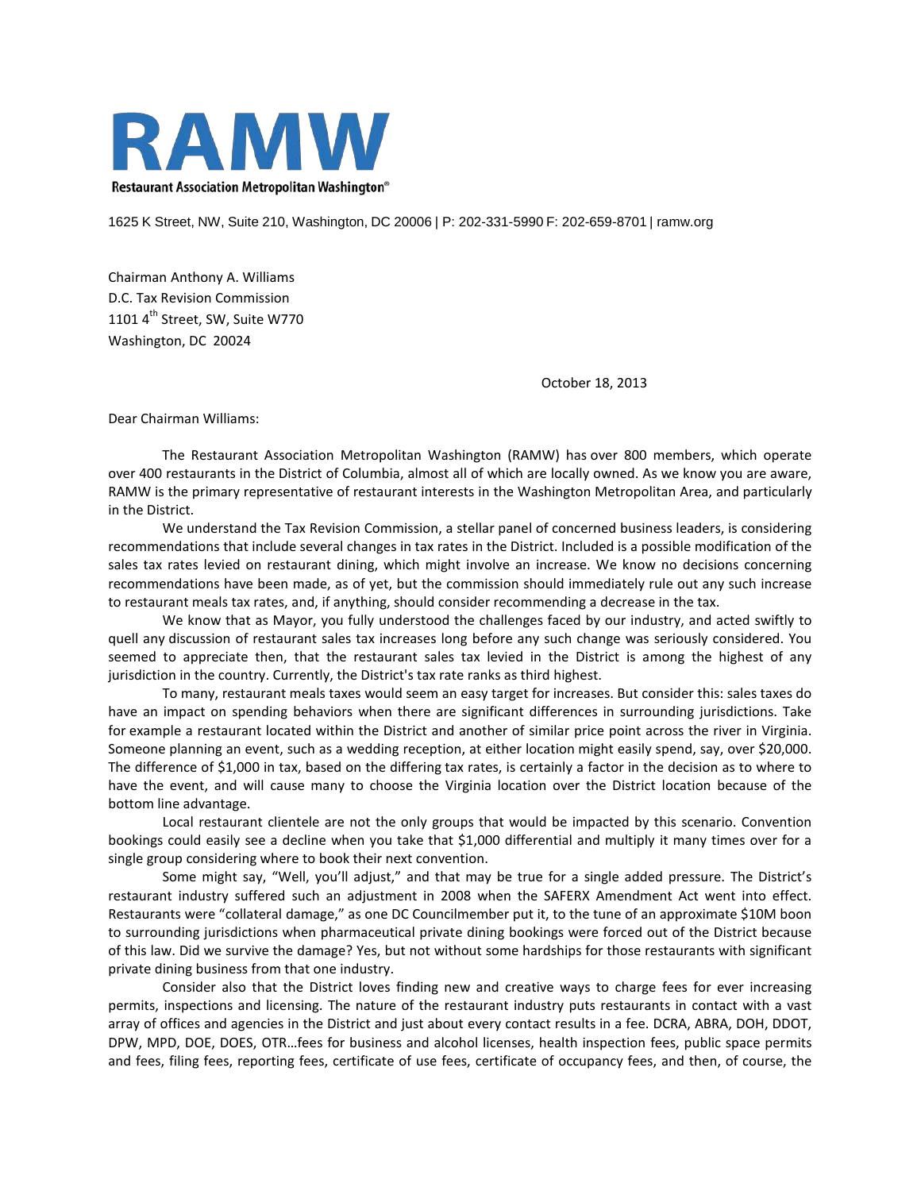# RAMW

**Restaurant Association Metropolitan Washington®**

1625 K Street, NW, Suite 210, Washington, DC 20006 | P: 202-331-5990 F: 202-659-8701 | ramw.org

Chairman Anthony A. Williams
D.C. Tax Revision Commission
1101 4th Street, SW, Suite W770
Washington, DC 20024

October 18, 2013

Dear Chairman Williams:

The Restaurant Association Metropolitan Washington (RAMW) has over 800 members, which operate over 400 restaurants in the District of Columbia, almost all of which are locally owned. As we know you are aware, RAMW is the primary representative of restaurant interests in the Washington Metropolitan Area, and particularly in the District.

We understand the Tax Revision Commission, a stellar panel of concerned business leaders, is considering recommendations that include several changes in tax rates in the District. Included is a possible modification of the sales tax rates levied on restaurant dining, which might involve an increase. We know no decisions concerning recommendations have been made, as of yet, but the commission should immediately rule out any such increase to restaurant meals tax rates, and, if anything, should consider recommending a decrease in the tax.

We know that as Mayor, you fully understood the challenges faced by our industry, and acted swiftly to quell any discussion of restaurant sales tax increases long before any such change was seriously considered. You seemed to appreciate then, that the restaurant sales tax levied in the District is among the highest of any jurisdiction in the country. Currently, the District's tax rate ranks as third highest.

To many, restaurant meals taxes would seem an easy target for increases. But consider this: sales taxes do have an impact on spending behaviors when there are significant differences in surrounding jurisdictions. Take for example a restaurant located within the District and another of similar price point across the river in Virginia. Someone planning an event, such as a wedding reception, at either location might easily spend, say, over $20,000. The difference of $1,000 in tax, based on the differing tax rates, is certainly a factor in the decision as to where to have the event, and will cause many to choose the Virginia location over the District location because of the bottom line advantage.

Local restaurant clientele are not the only groups that would be impacted by this scenario. Convention bookings could easily see a decline when you take that $1,000 differential and multiply it many times over for a single group considering where to book their next convention.

Some might say, "Well, you'll adjust," and that may be true for a single added pressure. The District's restaurant industry suffered such an adjustment in 2008 when the SAFERX Amendment Act went into effect. Restaurants were "collateral damage," as one DC Councilmember put it, to the tune of an approximate $10M boon to surrounding jurisdictions when pharmaceutical private dining bookings were forced out of the District because of this law. Did we survive the damage? Yes, but not without some hardships for those restaurants with significant private dining business from that one industry.

Consider also that the District loves finding new and creative ways to charge fees for ever increasing permits, inspections and licensing. The nature of the restaurant industry puts restaurants in contact with a vast array of offices and agencies in the District and just about every contact results in a fee. DCRA, ABRA, DOH, DDOT, DPW, MPD, DOE, DOES, OTR…fees for business and alcohol licenses, health inspection fees, public space permits and fees, filing fees, reporting fees, certificate of use fees, certificate of occupancy fees, and then, of course, the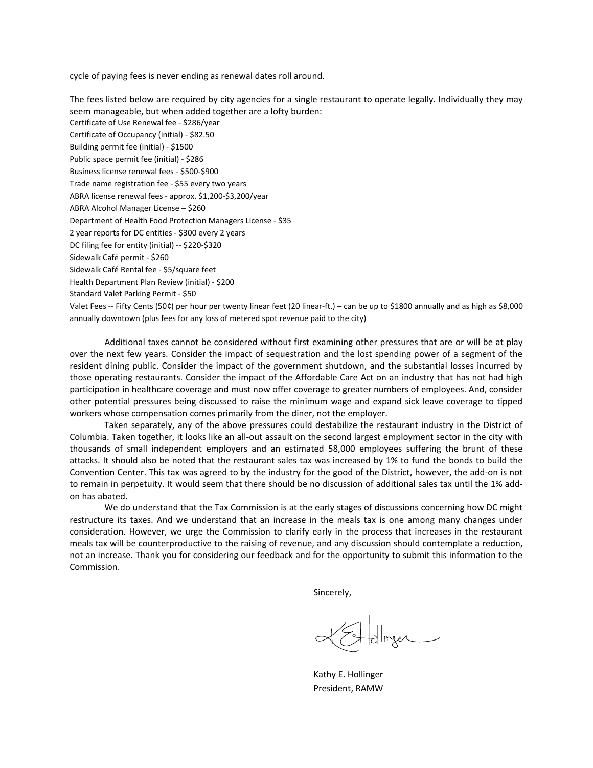cycle of paying fees is never ending as renewal dates roll around.

The fees listed below are required by city agencies for a single restaurant to operate legally. Individually they may seem manageable, but when added together are a lofty burden:

Certificate of Use Renewal fee - $286/year
Certificate of Occupancy (initial) - $82.50
Building permit fee (initial) - $1500
Public space permit fee (initial) - $286
Business license renewal fees - $500-$900
Trade name registration fee - $55 every two years
ABRA license renewal fees - approx. $1,200-$3,200/year
ABRA Alcohol Manager License – $260
Department of Health Food Protection Managers License - $35
2 year reports for DC entities - $300 every 2 years
DC filing fee for entity (initial) -- $220-$320
Sidewalk Café permit - $260
Sidewalk Café Rental fee - $5/square feet
Health Department Plan Review (initial) - $200
Standard Valet Parking Permit - $50
Valet Fees -- Fifty Cents (50¢) per hour per twenty linear feet (20 linear-ft.) – can be up to $1800 annually and as high as $8,000 annually downtown (plus fees for any loss of metered spot revenue paid to the city)

Additional taxes cannot be considered without first examining other pressures that are or will be at play over the next few years. Consider the impact of sequestration and the lost spending power of a segment of the resident dining public. Consider the impact of the government shutdown, and the substantial losses incurred by those operating restaurants. Consider the impact of the Affordable Care Act on an industry that has not had high participation in healthcare coverage and must now offer coverage to greater numbers of employees. And, consider other potential pressures being discussed to raise the minimum wage and expand sick leave coverage to tipped workers whose compensation comes primarily from the diner, not the employer.

Taken separately, any of the above pressures could destabilize the restaurant industry in the District of Columbia. Taken together, it looks like an all-out assault on the second largest employment sector in the city with thousands of small independent employers and an estimated 58,000 employees suffering the brunt of these attacks. It should also be noted that the restaurant sales tax was increased by 1% to fund the bonds to build the Convention Center. This tax was agreed to by the industry for the good of the District, however, the add-on is not to remain in perpetuity. It would seem that there should be no discussion of additional sales tax until the 1% add-on has abated.

We do understand that the Tax Commission is at the early stages of discussions concerning how DC might restructure its taxes. And we understand that an increase in the meals tax is one among many changes under consideration. However, we urge the Commission to clarify early in the process that increases in the restaurant meals tax will be counterproductive to the raising of revenue, and any discussion should contemplate a reduction, not an increase. Thank you for considering our feedback and for the opportunity to submit this information to the Commission.

Sincerely,

Kathy E. Hollinger
President, RAMW